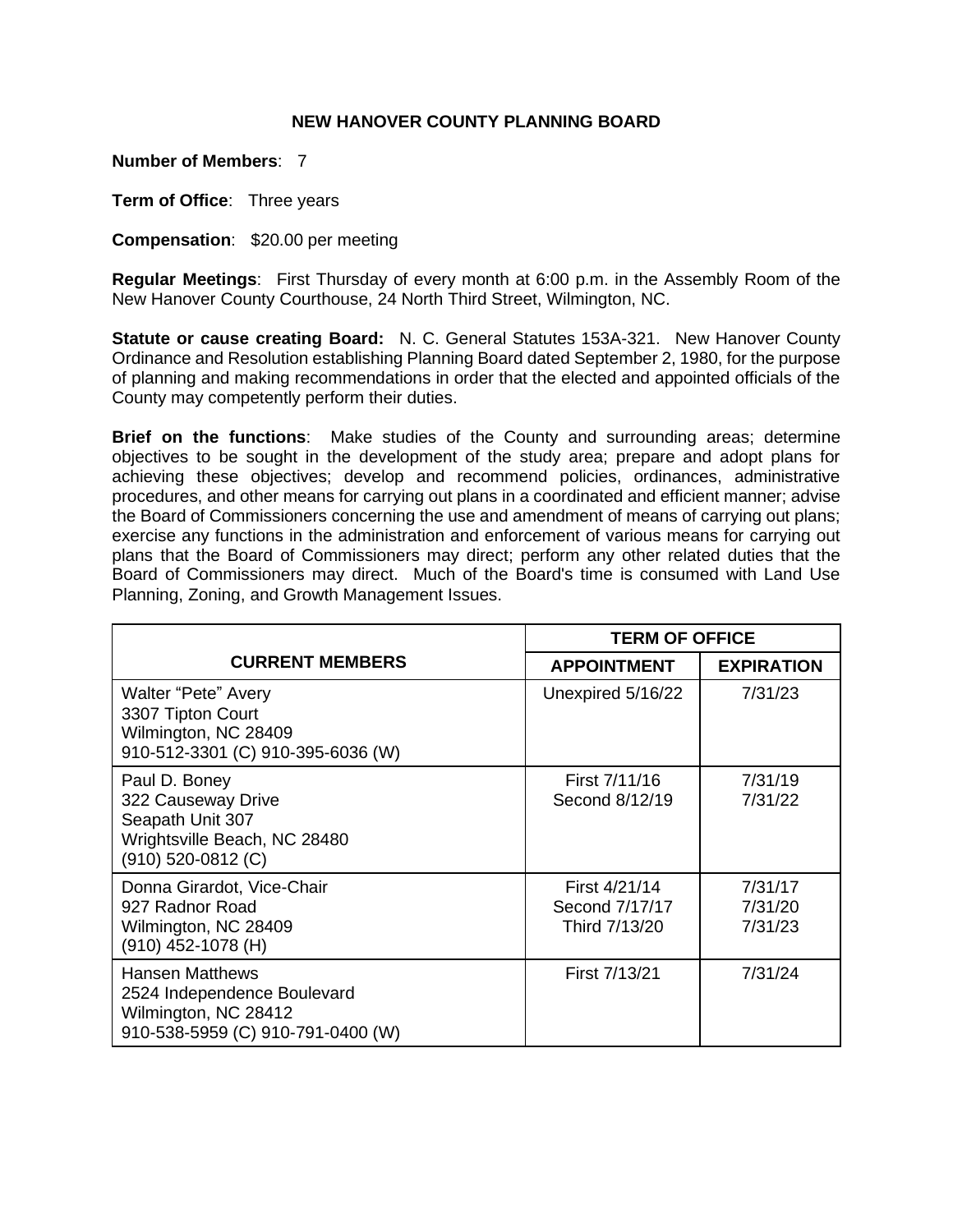# NEW HANOVER COUNTY PLANNING BOARD

**Number of Members**: 7

**Term of Office**: Three years

**Compensation**: $20.00 per meeting

**Regular Meetings**: First Thursday of every month at 6:00 p.m. in the Assembly Room of the New Hanover County Courthouse, 24 North Third Street, Wilmington, NC.

**Statute or cause creating Board:** N. C. General Statutes 153A-321. New Hanover County Ordinance and Resolution establishing Planning Board dated September 2, 1980, for the purpose of planning and making recommendations in order that the elected and appointed officials of the County may competently perform their duties.

**Brief on the functions**: Make studies of the County and surrounding areas; determine objectives to be sought in the development of the study area; prepare and adopt plans for achieving these objectives; develop and recommend policies, ordinances, administrative procedures, and other means for carrying out plans in a coordinated and efficient manner; advise the Board of Commissioners concerning the use and amendment of means of carrying out plans; exercise any functions in the administration and enforcement of various means for carrying out plans that the Board of Commissioners may direct; perform any other related duties that the Board of Commissioners may direct. Much of the Board's time is consumed with Land Use Planning, Zoning, and Growth Management Issues.

| CURRENT MEMBERS | TERM OF OFFICE | |
|---|---|---|
| | **APPOINTMENT** | **EXPIRATION** |
| Walter "Pete" Avery<br>3307 Tipton Court<br>Wilmington, NC 28409<br>910-512-3301 (C) 910-395-6036 (W) | Unexpired 5/16/22 | 7/31/23 |
| Paul D. Boney<br>322 Causeway Drive<br>Seapath Unit 307<br>Wrightsville Beach, NC 28480<br>(910) 520-0812 (C) | First 7/11/16<br>Second 8/12/19 | 7/31/19<br>7/31/22 |
| Donna Girardot, Vice-Chair<br>927 Radnor Road<br>Wilmington, NC 28409<br>(910) 452-1078 (H) | First 4/21/14<br>Second 7/17/17<br>Third 7/13/20 | 7/31/17<br>7/31/20<br>7/31/23 |
| Hansen Matthews<br>2524 Independence Boulevard<br>Wilmington, NC 28412<br>910-538-5959 (C) 910-791-0400 (W) | First 7/13/21 | 7/31/24 |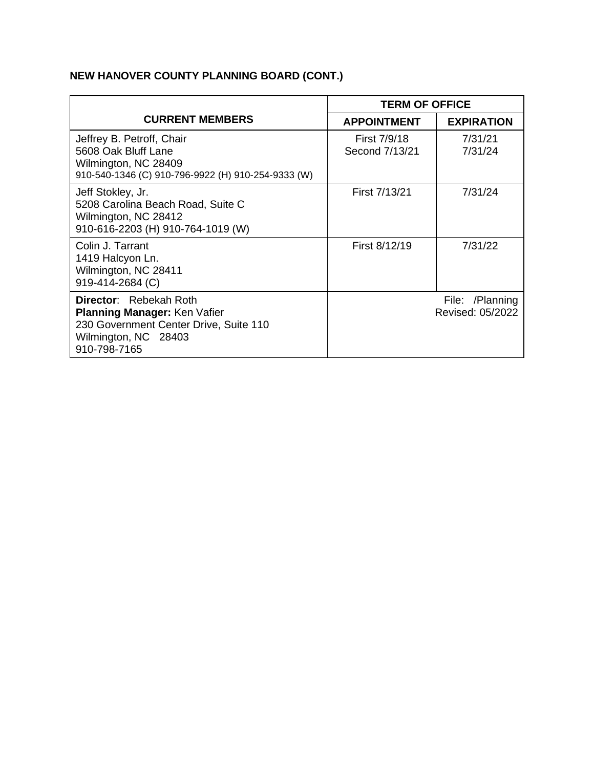**NEW HANOVER COUNTY PLANNING BOARD (CONT.)**

| CURRENT MEMBERS | TERM OF OFFICE | |
|---|---|---|
| | APPOINTMENT | EXPIRATION |
| Jeffrey B. Petroff, Chair<br>5608 Oak Bluff Lane<br>Wilmington, NC 28409<br>910-540-1346 (C) 910-796-9922 (H) 910-254-9333 (W) | First 7/9/18<br>Second 7/13/21 | 7/31/21<br>7/31/24 |
| Jeff Stokley, Jr.<br>5208 Carolina Beach Road, Suite C<br>Wilmington, NC 28412<br>910-616-2203 (H) 910-764-1019 (W) | First 7/13/21 | 7/31/24 |
| Colin J. Tarrant<br>1419 Halcyon Ln.<br>Wilmington, NC 28411<br>919-414-2684 (C) | First 8/12/19 | 7/31/22 |
| **Director**: Rebekah Roth<br>**Planning Manager:** Ken Vafier<br>230 Government Center Drive, Suite 110<br>Wilmington, NC 28403<br>910-798-7165 | File: /Planning<br>Revised: 05/2022 | |